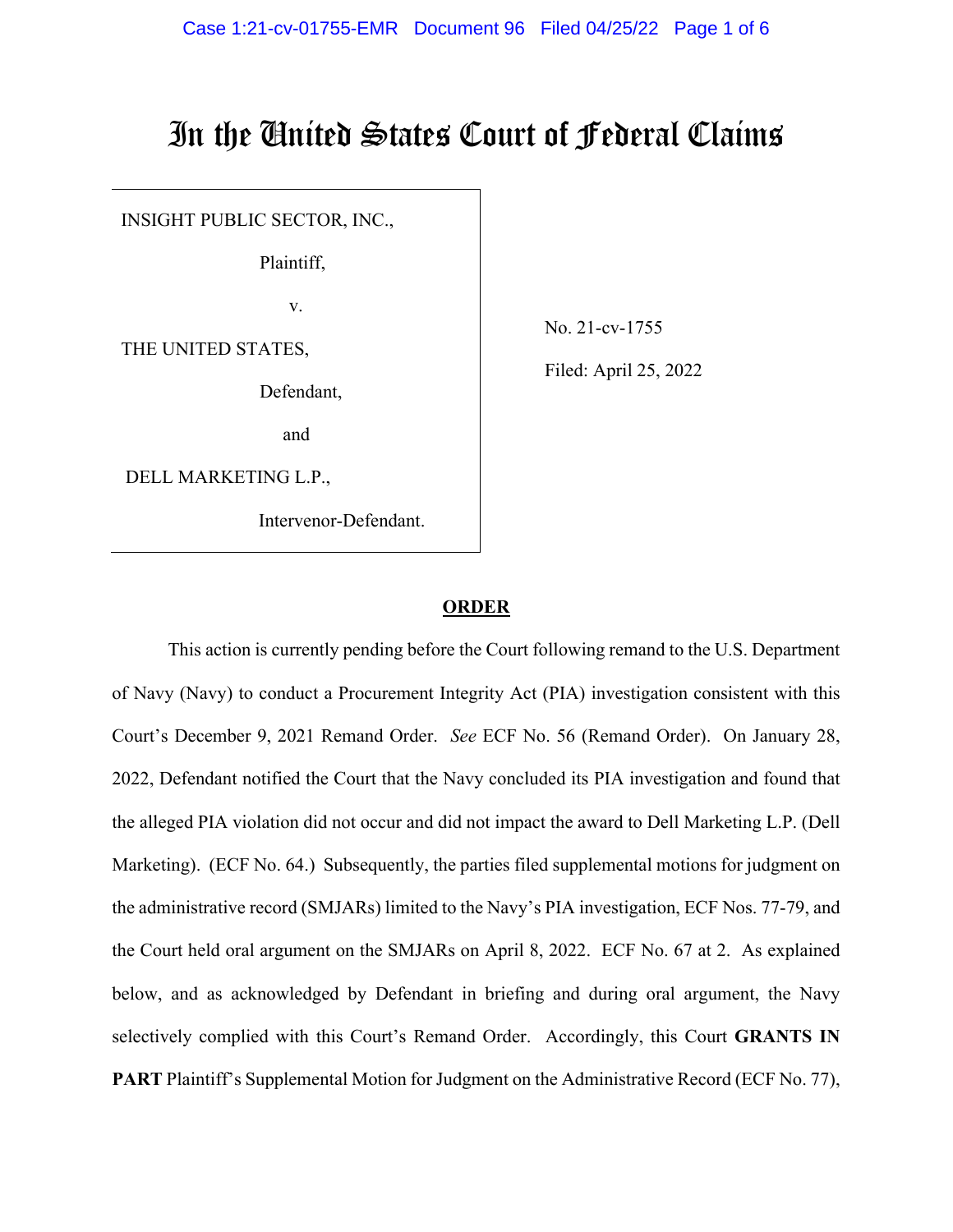# In the United States Court of Federal Claims

INSIGHT PUBLIC SECTOR, INC.,

Plaintiff,

v.

THE UNITED STATES,

Defendant,

and

DELL MARKETING L.P.,

Intervenor-Defendant.

No. 21-cv-1755

Filed: April 25, 2022

**ORDER**

This action is currently pending before the Court following remand to the U.S. Department of Navy (Navy) to conduct a Procurement Integrity Act (PIA) investigation consistent with this Court's December 9, 2021 Remand Order. *See* ECF No. 56 (Remand Order). On January 28, 2022, Defendant notified the Court that the Navy concluded its PIA investigation and found that the alleged PIA violation did not occur and did not impact the award to Dell Marketing L.P. (Dell Marketing). (ECF No. 64.) Subsequently, the parties filed supplemental motions for judgment on the administrative record (SMJARs) limited to the Navy's PIA investigation, ECF Nos. 77-79, and the Court held oral argument on the SMJARs on April 8, 2022. ECF No. 67 at 2. As explained below, and as acknowledged by Defendant in briefing and during oral argument, the Navy selectively complied with this Court's Remand Order. Accordingly, this Court **GRANTS IN PART** Plaintiff's Supplemental Motion for Judgment on the Administrative Record (ECF No. 77),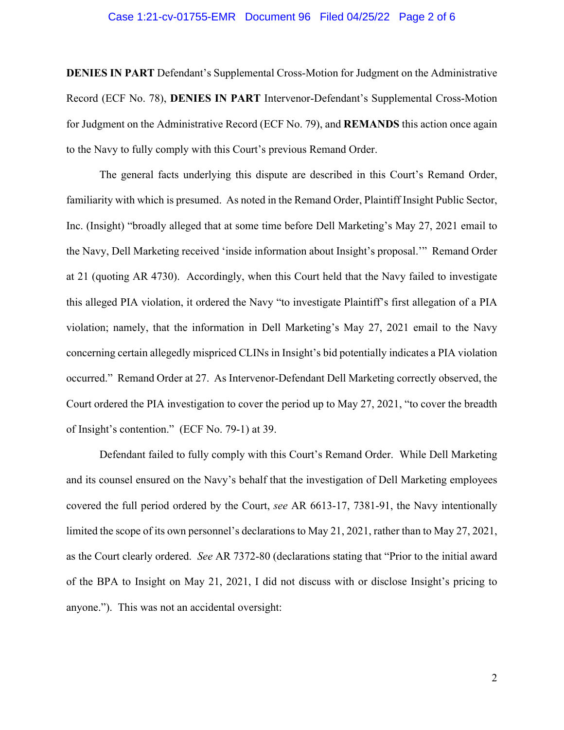**DENIES IN PART** Defendant's Supplemental Cross-Motion for Judgment on the Administrative Record (ECF No. 78), **DENIES IN PART** Intervenor-Defendant's Supplemental Cross-Motion for Judgment on the Administrative Record (ECF No. 79), and **REMANDS** this action once again to the Navy to fully comply with this Court's previous Remand Order.

The general facts underlying this dispute are described in this Court's Remand Order, familiarity with which is presumed. As noted in the Remand Order, Plaintiff Insight Public Sector, Inc. (Insight) "broadly alleged that at some time before Dell Marketing's May 27, 2021 email to the Navy, Dell Marketing received 'inside information about Insight's proposal.'" Remand Order at 21 (quoting AR 4730). Accordingly, when this Court held that the Navy failed to investigate this alleged PIA violation, it ordered the Navy "to investigate Plaintiff's first allegation of a PIA violation; namely, that the information in Dell Marketing's May 27, 2021 email to the Navy concerning certain allegedly mispriced CLINs in Insight's bid potentially indicates a PIA violation occurred." Remand Order at 27. As Intervenor-Defendant Dell Marketing correctly observed, the Court ordered the PIA investigation to cover the period up to May 27, 2021, "to cover the breadth of Insight's contention." (ECF No. 79-1) at 39.

Defendant failed to fully comply with this Court's Remand Order. While Dell Marketing and its counsel ensured on the Navy's behalf that the investigation of Dell Marketing employees covered the full period ordered by the Court, *see* AR 6613-17, 7381-91, the Navy intentionally limited the scope of its own personnel's declarations to May 21, 2021, rather than to May 27, 2021, as the Court clearly ordered. *See* AR 7372-80 (declarations stating that "Prior to the initial award of the BPA to Insight on May 21, 2021, I did not discuss with or disclose Insight's pricing to anyone."). This was not an accidental oversight: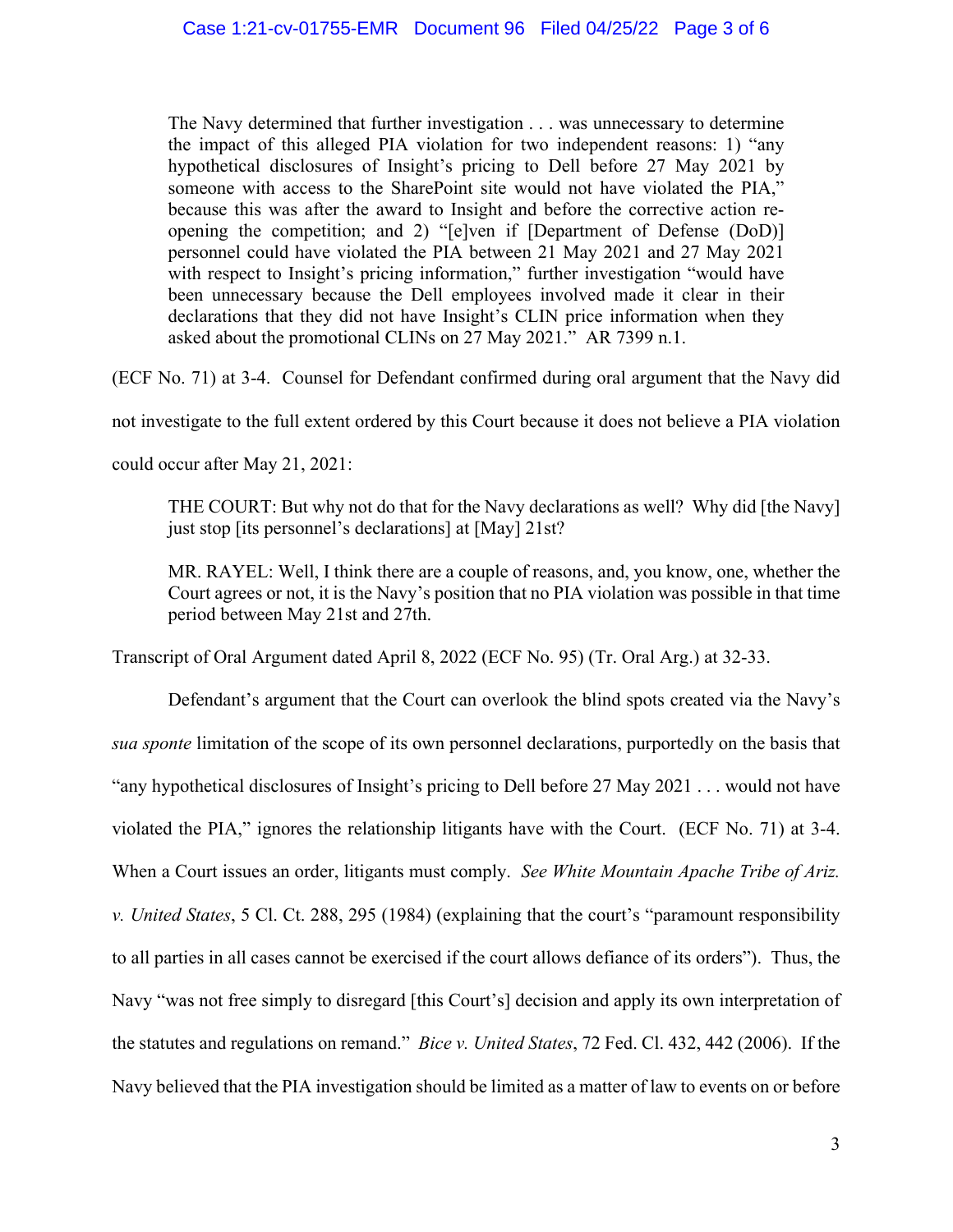> The Navy determined that further investigation . . . was unnecessary to determine the impact of this alleged PIA violation for two independent reasons: 1) "any hypothetical disclosures of Insight's pricing to Dell before 27 May 2021 by someone with access to the SharePoint site would not have violated the PIA," because this was after the award to Insight and before the corrective action re-opening the competition; and 2) "[e]ven if [Department of Defense (DoD)] personnel could have violated the PIA between 21 May 2021 and 27 May 2021 with respect to Insight's pricing information," further investigation "would have been unnecessary because the Dell employees involved made it clear in their declarations that they did not have Insight's CLIN price information when they asked about the promotional CLINs on 27 May 2021." AR 7399 n.1.

(ECF No. 71) at 3-4. Counsel for Defendant confirmed during oral argument that the Navy did not investigate to the full extent ordered by this Court because it does not believe a PIA violation could occur after May 21, 2021:

> THE COURT: But why not do that for the Navy declarations as well? Why did [the Navy] just stop [its personnel's declarations] at [May] 21st?
>
> MR. RAYEL: Well, I think there are a couple of reasons, and, you know, one, whether the Court agrees or not, it is the Navy's position that no PIA violation was possible in that time period between May 21st and 27th.

Transcript of Oral Argument dated April 8, 2022 (ECF No. 95) (Tr. Oral Arg.) at 32-33.

Defendant's argument that the Court can overlook the blind spots created via the Navy's *sua sponte* limitation of the scope of its own personnel declarations, purportedly on the basis that "any hypothetical disclosures of Insight's pricing to Dell before 27 May 2021 . . . would not have violated the PIA," ignores the relationship litigants have with the Court. (ECF No. 71) at 3-4. When a Court issues an order, litigants must comply. *See White Mountain Apache Tribe of Ariz. v. United States*, 5 Cl. Ct. 288, 295 (1984) (explaining that the court's "paramount responsibility to all parties in all cases cannot be exercised if the court allows defiance of its orders"). Thus, the Navy "was not free simply to disregard [this Court's] decision and apply its own interpretation of the statutes and regulations on remand." *Bice v. United States*, 72 Fed. Cl. 432, 442 (2006). If the Navy believed that the PIA investigation should be limited as a matter of law to events on or before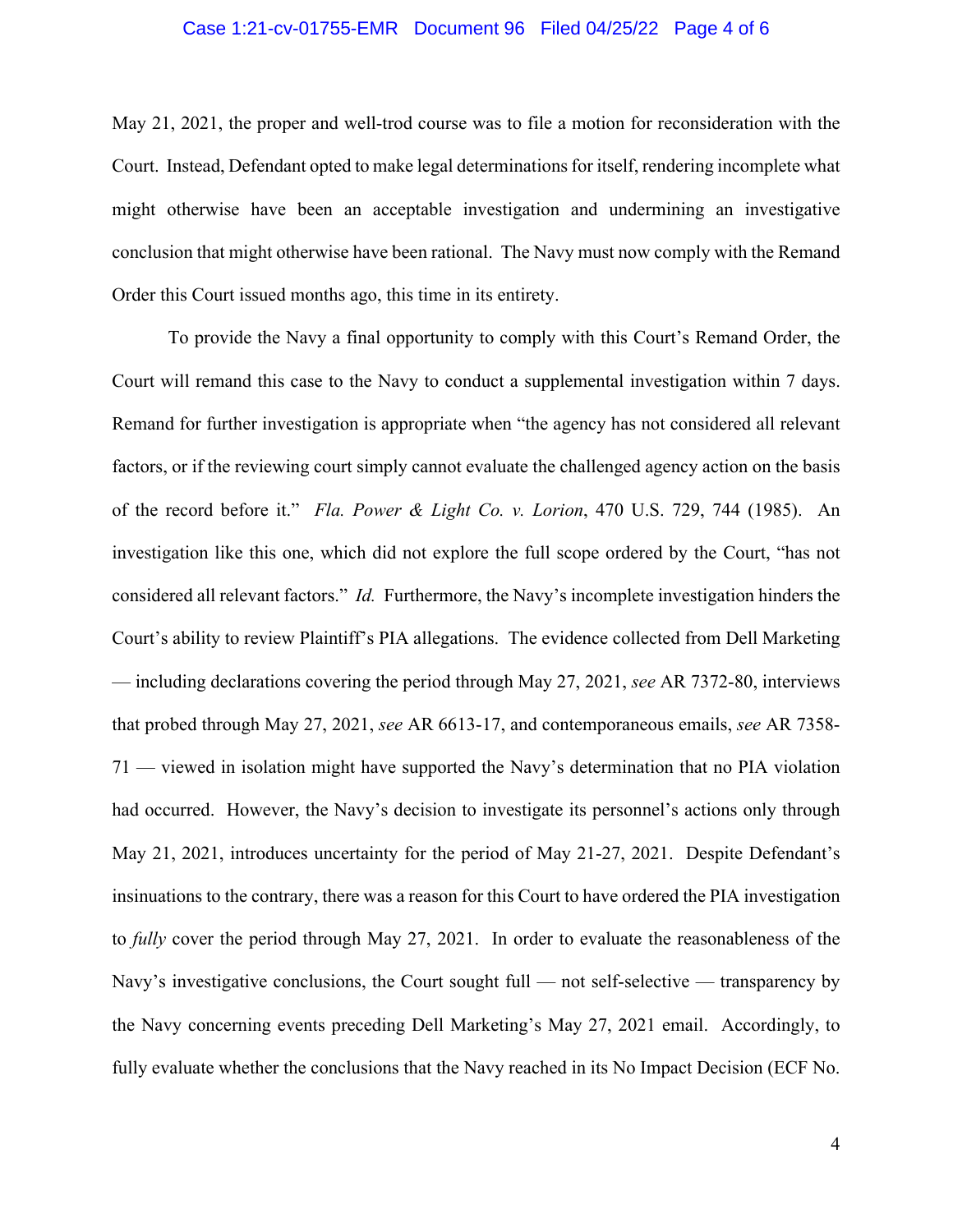May 21, 2021, the proper and well-trod course was to file a motion for reconsideration with the Court. Instead, Defendant opted to make legal determinations for itself, rendering incomplete what might otherwise have been an acceptable investigation and undermining an investigative conclusion that might otherwise have been rational. The Navy must now comply with the Remand Order this Court issued months ago, this time in its entirety.

To provide the Navy a final opportunity to comply with this Court's Remand Order, the Court will remand this case to the Navy to conduct a supplemental investigation within 7 days. Remand for further investigation is appropriate when "the agency has not considered all relevant factors, or if the reviewing court simply cannot evaluate the challenged agency action on the basis of the record before it." *Fla. Power & Light Co. v. Lorion*, 470 U.S. 729, 744 (1985). An investigation like this one, which did not explore the full scope ordered by the Court, "has not considered all relevant factors." *Id.* Furthermore, the Navy's incomplete investigation hinders the Court's ability to review Plaintiff's PIA allegations. The evidence collected from Dell Marketing — including declarations covering the period through May 27, 2021, *see* AR 7372-80, interviews that probed through May 27, 2021, *see* AR 6613-17, and contemporaneous emails, *see* AR 7358-71 — viewed in isolation might have supported the Navy's determination that no PIA violation had occurred. However, the Navy's decision to investigate its personnel's actions only through May 21, 2021, introduces uncertainty for the period of May 21-27, 2021. Despite Defendant's insinuations to the contrary, there was a reason for this Court to have ordered the PIA investigation to *fully* cover the period through May 27, 2021. In order to evaluate the reasonableness of the Navy's investigative conclusions, the Court sought full — not self-selective — transparency by the Navy concerning events preceding Dell Marketing's May 27, 2021 email. Accordingly, to fully evaluate whether the conclusions that the Navy reached in its No Impact Decision (ECF No.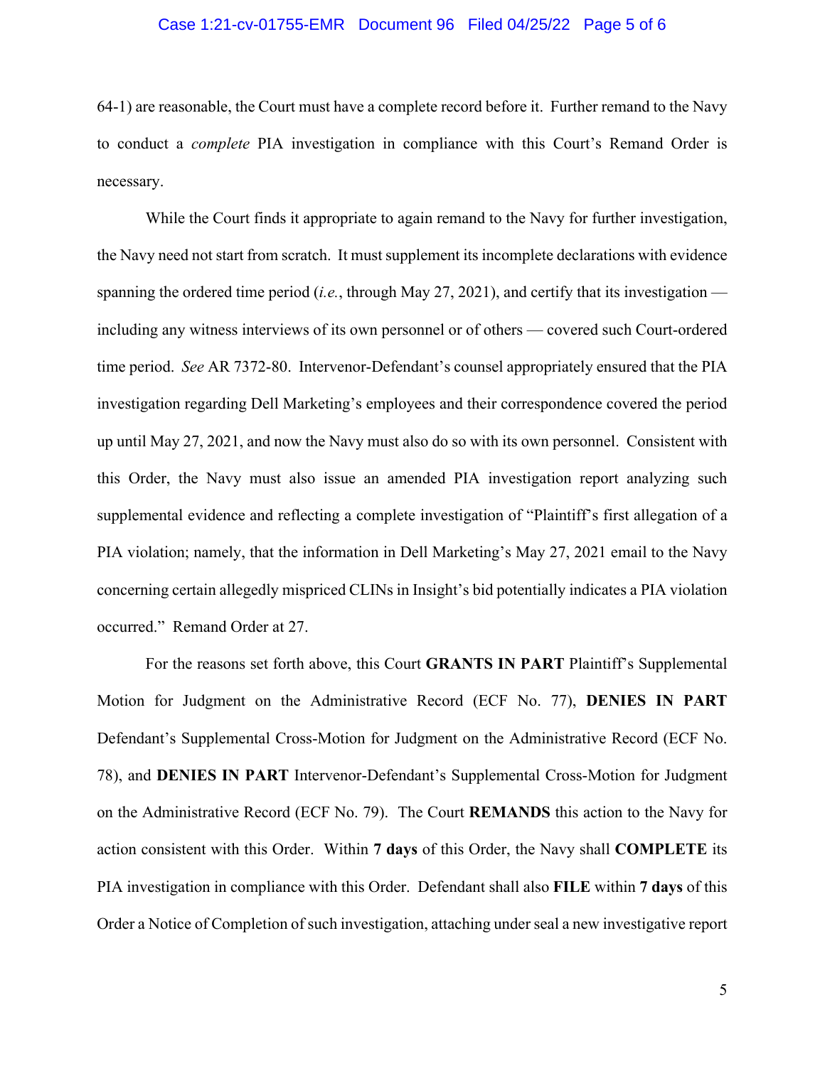64-1) are reasonable, the Court must have a complete record before it. Further remand to the Navy to conduct a *complete* PIA investigation in compliance with this Court's Remand Order is necessary.

While the Court finds it appropriate to again remand to the Navy for further investigation, the Navy need not start from scratch. It must supplement its incomplete declarations with evidence spanning the ordered time period (*i.e.*, through May 27, 2021), and certify that its investigation — including any witness interviews of its own personnel or of others — covered such Court-ordered time period. *See* AR 7372-80. Intervenor-Defendant's counsel appropriately ensured that the PIA investigation regarding Dell Marketing's employees and their correspondence covered the period up until May 27, 2021, and now the Navy must also do so with its own personnel. Consistent with this Order, the Navy must also issue an amended PIA investigation report analyzing such supplemental evidence and reflecting a complete investigation of "Plaintiff's first allegation of a PIA violation; namely, that the information in Dell Marketing's May 27, 2021 email to the Navy concerning certain allegedly mispriced CLINs in Insight's bid potentially indicates a PIA violation occurred." Remand Order at 27.

For the reasons set forth above, this Court **GRANTS IN PART** Plaintiff's Supplemental Motion for Judgment on the Administrative Record (ECF No. 77), **DENIES IN PART** Defendant's Supplemental Cross-Motion for Judgment on the Administrative Record (ECF No. 78), and **DENIES IN PART** Intervenor-Defendant's Supplemental Cross-Motion for Judgment on the Administrative Record (ECF No. 79). The Court **REMANDS** this action to the Navy for action consistent with this Order. Within **7 days** of this Order, the Navy shall **COMPLETE** its PIA investigation in compliance with this Order. Defendant shall also **FILE** within **7 days** of this Order a Notice of Completion of such investigation, attaching under seal a new investigative report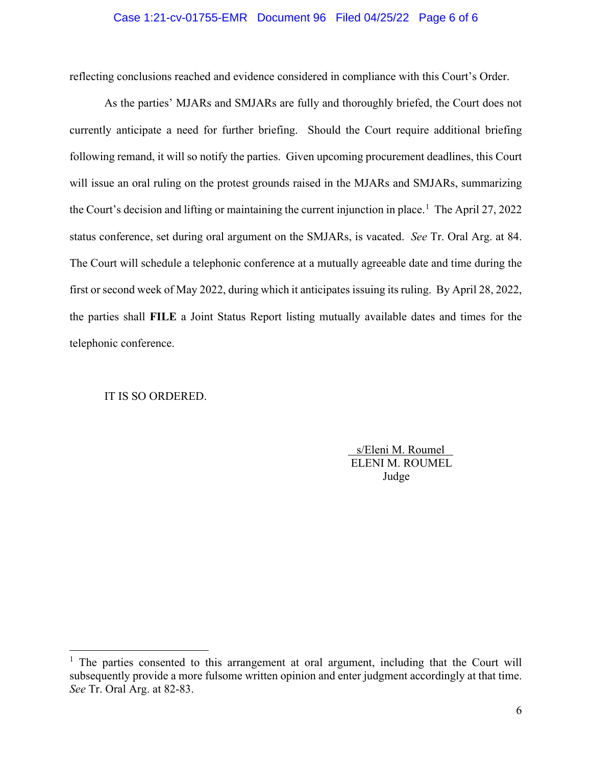reflecting conclusions reached and evidence considered in compliance with this Court's Order.

As the parties' MJARs and SMJARs are fully and thoroughly briefed, the Court does not currently anticipate a need for further briefing. Should the Court require additional briefing following remand, it will so notify the parties. Given upcoming procurement deadlines, this Court will issue an oral ruling on the protest grounds raised in the MJARs and SMJARs, summarizing the Court's decision and lifting or maintaining the current injunction in place.[1] The April 27, 2022 status conference, set during oral argument on the SMJARs, is vacated. *See* Tr. Oral Arg. at 84. The Court will schedule a telephonic conference at a mutually agreeable date and time during the first or second week of May 2022, during which it anticipates issuing its ruling. By April 28, 2022, the parties shall **FILE** a Joint Status Report listing mutually available dates and times for the telephonic conference.

IT IS SO ORDERED.

s/Eleni M. Roumel
ELENI M. ROUMEL
Judge

[1] The parties consented to this arrangement at oral argument, including that the Court will subsequently provide a more fulsome written opinion and enter judgment accordingly at that time. *See* Tr. Oral Arg. at 82-83.